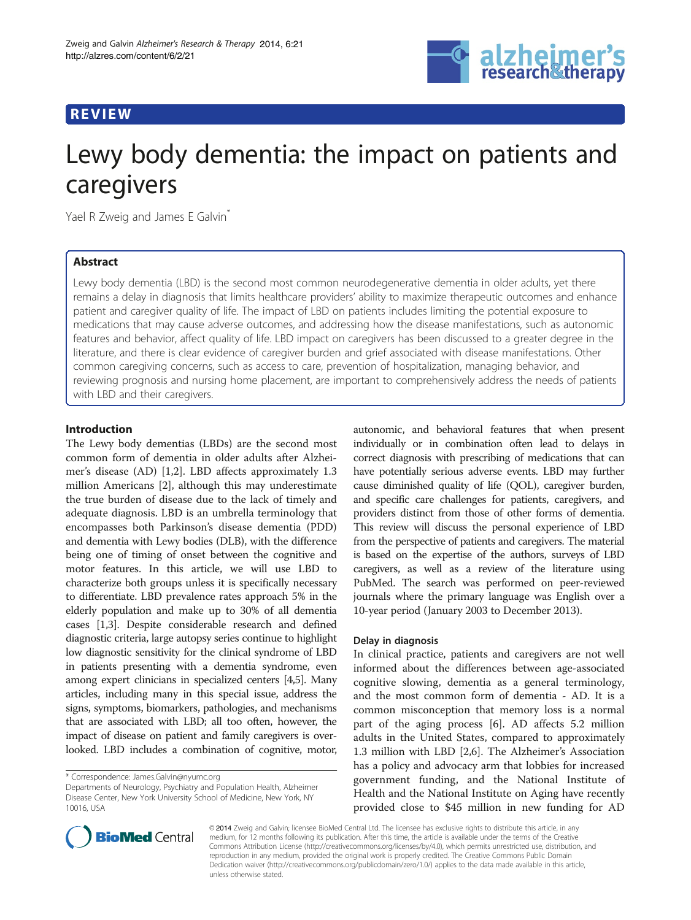REVIEW

# Lewy body dementia: the impact on patients and caregivers

Yael R Zweig and James E Galvin*

## Abstract

Lewy body dementia (LBD) is the second most common neurodegenerative dementia in older adults, yet there remains a delay in diagnosis that limits healthcare providers' ability to maximize therapeutic outcomes and enhance patient and caregiver quality of life. The impact of LBD on patients includes limiting the potential exposure to medications that may cause adverse outcomes, and addressing how the disease manifestations, such as autonomic features and behavior, affect quality of life. LBD impact on caregivers has been discussed to a greater degree in the literature, and there is clear evidence of caregiver burden and grief associated with disease manifestations. Other common caregiving concerns, such as access to care, prevention of hospitalization, managing behavior, and reviewing prognosis and nursing home placement, are important to comprehensively address the needs of patients with LBD and their caregivers.

## Introduction

The Lewy body dementias (LBDs) are the second most common form of dementia in older adults after Alzheimer's disease (AD) [1,2]. LBD affects approximately 1.3 million Americans [2], although this may underestimate the true burden of disease due to the lack of timely and adequate diagnosis. LBD is an umbrella terminology that encompasses both Parkinson's disease dementia (PDD) and dementia with Lewy bodies (DLB), with the difference being one of timing of onset between the cognitive and motor features. In this article, we will use LBD to characterize both groups unless it is specifically necessary to differentiate. LBD prevalence rates approach 5% in the elderly population and make up to 30% of all dementia cases [1,3]. Despite considerable research and defined diagnostic criteria, large autopsy series continue to highlight low diagnostic sensitivity for the clinical syndrome of LBD in patients presenting with a dementia syndrome, even among expert clinicians in specialized centers [4,5]. Many articles, including many in this special issue, address the signs, symptoms, biomarkers, pathologies, and mechanisms that are associated with LBD; all too often, however, the impact of disease on patient and family caregivers is overlooked. LBD includes a combination of cognitive, motor, autonomic, and behavioral features that when present individually or in combination often lead to delays in correct diagnosis with prescribing of medications that can have potentially serious adverse events. LBD may further cause diminished quality of life (QOL), caregiver burden, and specific care challenges for patients, caregivers, and providers distinct from those of other forms of dementia. This review will discuss the personal experience of LBD from the perspective of patients and caregivers. The material is based on the expertise of the authors, surveys of LBD caregivers, as well as a review of the literature using PubMed. The search was performed on peer-reviewed journals where the primary language was English over a 10-year period (January 2003 to December 2013).

### Delay in diagnosis

In clinical practice, patients and caregivers are not well informed about the differences between age-associated cognitive slowing, dementia as a general terminology, and the most common form of dementia - AD. It is a common misconception that memory loss is a normal part of the aging process [6]. AD affects 5.2 million adults in the United States, compared to approximately 1.3 million with LBD [2,6]. The Alzheimer's Association has a policy and advocacy arm that lobbies for increased government funding, and the National Institute of Health and the National Institute on Aging have recently provided close to $45 million in new funding for AD

* Correspondence: James.Galvin@nyumc.org
Departments of Neurology, Psychiatry and Population Health, Alzheimer Disease Center, New York University School of Medicine, New York, NY 10016, USA

© 2014 Zweig and Galvin; licensee BioMed Central Ltd. The licensee has exclusive rights to distribute this article, in any medium, for 12 months following its publication. After this time, the article is available under the terms of the Creative Commons Attribution License (http://creativecommons.org/licenses/by/4.0), which permits unrestricted use, distribution, and reproduction in any medium, provided the original work is properly credited. The Creative Commons Public Domain Dedication waiver (http://creativecommons.org/publicdomain/zero/1.0/) applies to the data made available in this article, unless otherwise stated.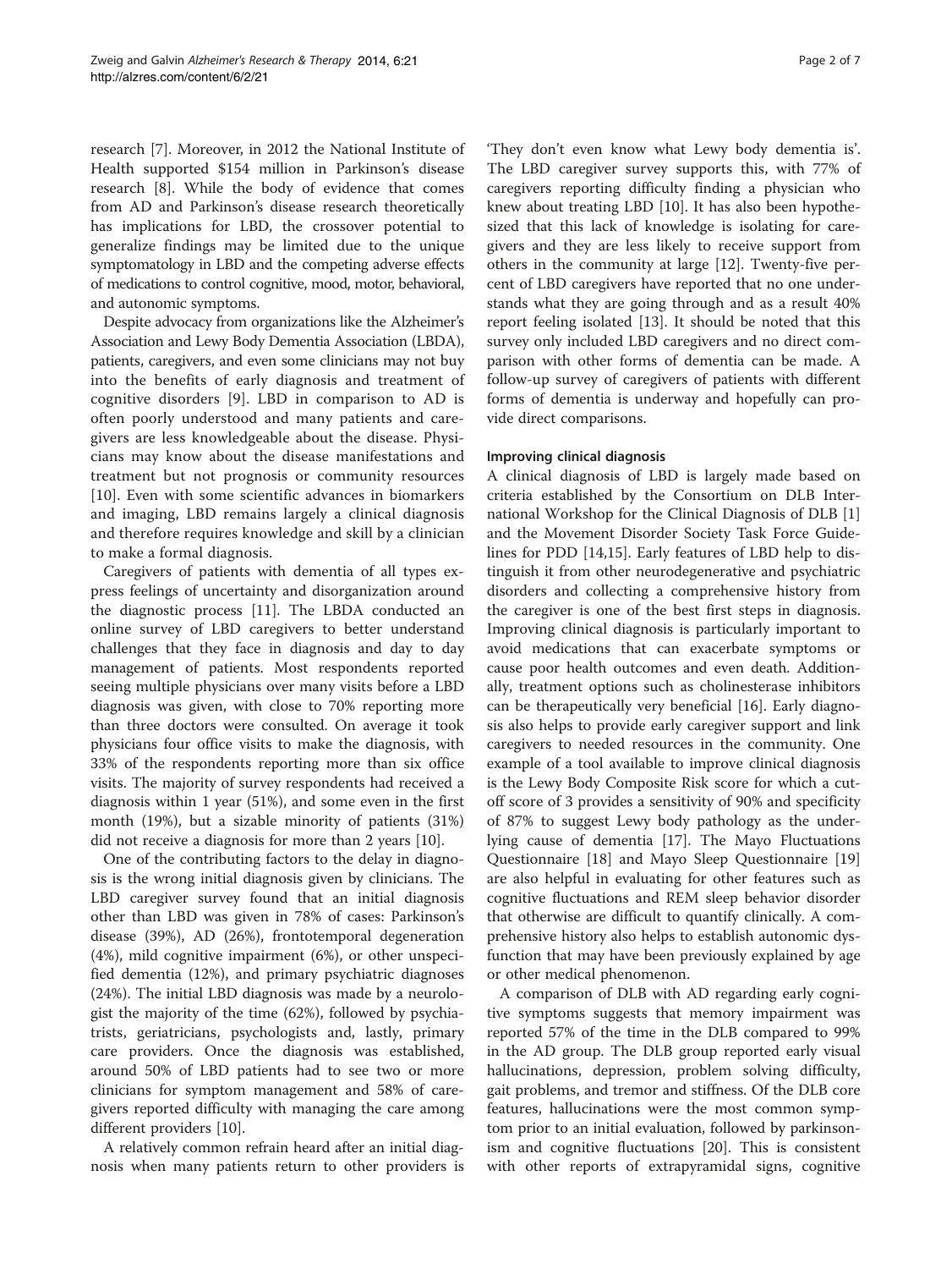research [7]. Moreover, in 2012 the National Institute of Health supported $154 million in Parkinson's disease research [8]. While the body of evidence that comes from AD and Parkinson's disease research theoretically has implications for LBD, the crossover potential to generalize findings may be limited due to the unique symptomatology in LBD and the competing adverse effects of medications to control cognitive, mood, motor, behavioral, and autonomic symptoms.

Despite advocacy from organizations like the Alzheimer's Association and Lewy Body Dementia Association (LBDA), patients, caregivers, and even some clinicians may not buy into the benefits of early diagnosis and treatment of cognitive disorders [9]. LBD in comparison to AD is often poorly understood and many patients and caregivers are less knowledgeable about the disease. Physicians may know about the disease manifestations and treatment but not prognosis or community resources [10]. Even with some scientific advances in biomarkers and imaging, LBD remains largely a clinical diagnosis and therefore requires knowledge and skill by a clinician to make a formal diagnosis.

Caregivers of patients with dementia of all types express feelings of uncertainty and disorganization around the diagnostic process [11]. The LBDA conducted an online survey of LBD caregivers to better understand challenges that they face in diagnosis and day to day management of patients. Most respondents reported seeing multiple physicians over many visits before a LBD diagnosis was given, with close to 70% reporting more than three doctors were consulted. On average it took physicians four office visits to make the diagnosis, with 33% of the respondents reporting more than six office visits. The majority of survey respondents had received a diagnosis within 1 year (51%), and some even in the first month (19%), but a sizable minority of patients (31%) did not receive a diagnosis for more than 2 years [10].

One of the contributing factors to the delay in diagnosis is the wrong initial diagnosis given by clinicians. The LBD caregiver survey found that an initial diagnosis other than LBD was given in 78% of cases: Parkinson's disease (39%), AD (26%), frontotemporal degeneration (4%), mild cognitive impairment (6%), or other unspecified dementia (12%), and primary psychiatric diagnoses (24%). The initial LBD diagnosis was made by a neurologist the majority of the time (62%), followed by psychiatrists, geriatricians, psychologists and, lastly, primary care providers. Once the diagnosis was established, around 50% of LBD patients had to see two or more clinicians for symptom management and 58% of caregivers reported difficulty with managing the care among different providers [10].

A relatively common refrain heard after an initial diagnosis when many patients return to other providers is 'They don't even know what Lewy body dementia is'. The LBD caregiver survey supports this, with 77% of caregivers reporting difficulty finding a physician who knew about treating LBD [10]. It has also been hypothesized that this lack of knowledge is isolating for caregivers and they are less likely to receive support from others in the community at large [12]. Twenty-five percent of LBD caregivers have reported that no one understands what they are going through and as a result 40% report feeling isolated [13]. It should be noted that this survey only included LBD caregivers and no direct comparison with other forms of dementia can be made. A follow-up survey of caregivers of patients with different forms of dementia is underway and hopefully can provide direct comparisons.

### Improving clinical diagnosis

A clinical diagnosis of LBD is largely made based on criteria established by the Consortium on DLB International Workshop for the Clinical Diagnosis of DLB [1] and the Movement Disorder Society Task Force Guidelines for PDD [14,15]. Early features of LBD help to distinguish it from other neurodegenerative and psychiatric disorders and collecting a comprehensive history from the caregiver is one of the best first steps in diagnosis. Improving clinical diagnosis is particularly important to avoid medications that can exacerbate symptoms or cause poor health outcomes and even death. Additionally, treatment options such as cholinesterase inhibitors can be therapeutically very beneficial [16]. Early diagnosis also helps to provide early caregiver support and link caregivers to needed resources in the community. One example of a tool available to improve clinical diagnosis is the Lewy Body Composite Risk score for which a cutoff score of 3 provides a sensitivity of 90% and specificity of 87% to suggest Lewy body pathology as the underlying cause of dementia [17]. The Mayo Fluctuations Questionnaire [18] and Mayo Sleep Questionnaire [19] are also helpful in evaluating for other features such as cognitive fluctuations and REM sleep behavior disorder that otherwise are difficult to quantify clinically. A comprehensive history also helps to establish autonomic dysfunction that may have been previously explained by age or other medical phenomenon.

A comparison of DLB with AD regarding early cognitive symptoms suggests that memory impairment was reported 57% of the time in the DLB compared to 99% in the AD group. The DLB group reported early visual hallucinations, depression, problem solving difficulty, gait problems, and tremor and stiffness. Of the DLB core features, hallucinations were the most common symptom prior to an initial evaluation, followed by parkinsonism and cognitive fluctuations [20]. This is consistent with other reports of extrapyramidal signs, cognitive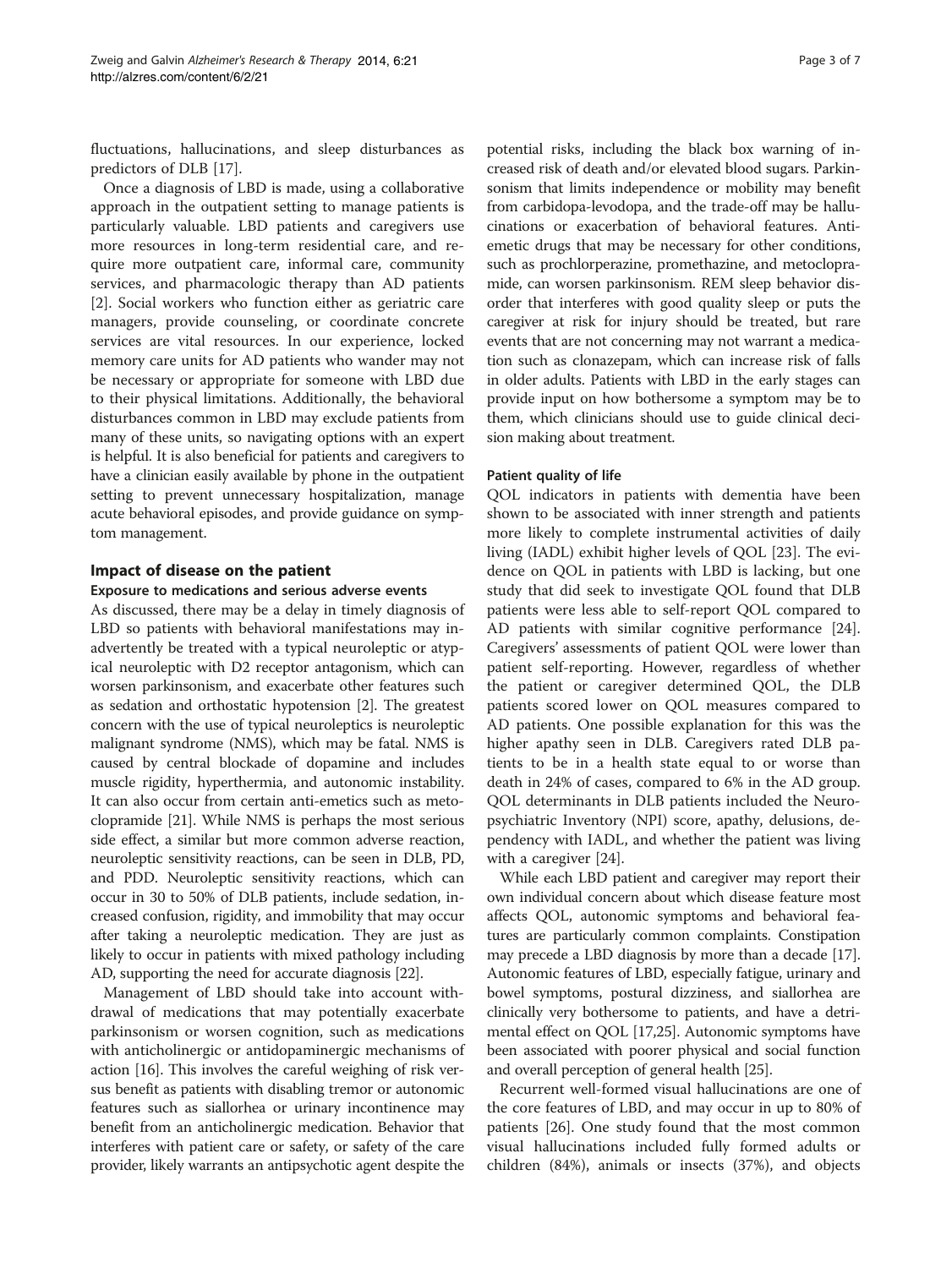fluctuations, hallucinations, and sleep disturbances as predictors of DLB [17].

Once a diagnosis of LBD is made, using a collaborative approach in the outpatient setting to manage patients is particularly valuable. LBD patients and caregivers use more resources in long-term residential care, and require more outpatient care, informal care, community services, and pharmacologic therapy than AD patients [2]. Social workers who function either as geriatric care managers, provide counseling, or coordinate concrete services are vital resources. In our experience, locked memory care units for AD patients who wander may not be necessary or appropriate for someone with LBD due to their physical limitations. Additionally, the behavioral disturbances common in LBD may exclude patients from many of these units, so navigating options with an expert is helpful. It is also beneficial for patients and caregivers to have a clinician easily available by phone in the outpatient setting to prevent unnecessary hospitalization, manage acute behavioral episodes, and provide guidance on symptom management.

## Impact of disease on the patient

### Exposure to medications and serious adverse events

As discussed, there may be a delay in timely diagnosis of LBD so patients with behavioral manifestations may inadvertently be treated with a typical neuroleptic or atypical neuroleptic with D2 receptor antagonism, which can worsen parkinsonism, and exacerbate other features such as sedation and orthostatic hypotension [2]. The greatest concern with the use of typical neuroleptics is neuroleptic malignant syndrome (NMS), which may be fatal. NMS is caused by central blockade of dopamine and includes muscle rigidity, hyperthermia, and autonomic instability. It can also occur from certain anti-emetics such as metoclopramide [21]. While NMS is perhaps the most serious side effect, a similar but more common adverse reaction, neuroleptic sensitivity reactions, can be seen in DLB, PD, and PDD. Neuroleptic sensitivity reactions, which can occur in 30 to 50% of DLB patients, include sedation, increased confusion, rigidity, and immobility that may occur after taking a neuroleptic medication. They are just as likely to occur in patients with mixed pathology including AD, supporting the need for accurate diagnosis [22].

Management of LBD should take into account withdrawal of medications that may potentially exacerbate parkinsonism or worsen cognition, such as medications with anticholinergic or antidopaminergic mechanisms of action [16]. This involves the careful weighing of risk versus benefit as patients with disabling tremor or autonomic features such as siallorhea or urinary incontinence may benefit from an anticholinergic medication. Behavior that interferes with patient care or safety, or safety of the care provider, likely warrants an antipsychotic agent despite the potential risks, including the black box warning of increased risk of death and/or elevated blood sugars. Parkinsonism that limits independence or mobility may benefit from carbidopa-levodopa, and the trade-off may be hallucinations or exacerbation of behavioral features. Antiemetic drugs that may be necessary for other conditions, such as prochlorperazine, promethazine, and metoclopramide, can worsen parkinsonism. REM sleep behavior disorder that interferes with good quality sleep or puts the caregiver at risk for injury should be treated, but rare events that are not concerning may not warrant a medication such as clonazepam, which can increase risk of falls in older adults. Patients with LBD in the early stages can provide input on how bothersome a symptom may be to them, which clinicians should use to guide clinical decision making about treatment.

### Patient quality of life

QOL indicators in patients with dementia have been shown to be associated with inner strength and patients more likely to complete instrumental activities of daily living (IADL) exhibit higher levels of QOL [23]. The evidence on QOL in patients with LBD is lacking, but one study that did seek to investigate QOL found that DLB patients were less able to self-report QOL compared to AD patients with similar cognitive performance [24]. Caregivers' assessments of patient QOL were lower than patient self-reporting. However, regardless of whether the patient or caregiver determined QOL, the DLB patients scored lower on QOL measures compared to AD patients. One possible explanation for this was the higher apathy seen in DLB. Caregivers rated DLB patients to be in a health state equal to or worse than death in 24% of cases, compared to 6% in the AD group. QOL determinants in DLB patients included the Neuropsychiatric Inventory (NPI) score, apathy, delusions, dependency with IADL, and whether the patient was living with a caregiver [24].

While each LBD patient and caregiver may report their own individual concern about which disease feature most affects QOL, autonomic symptoms and behavioral features are particularly common complaints. Constipation may precede a LBD diagnosis by more than a decade [17]. Autonomic features of LBD, especially fatigue, urinary and bowel symptoms, postural dizziness, and siallorhea are clinically very bothersome to patients, and have a detrimental effect on QOL [17,25]. Autonomic symptoms have been associated with poorer physical and social function and overall perception of general health [25].

Recurrent well-formed visual hallucinations are one of the core features of LBD, and may occur in up to 80% of patients [26]. One study found that the most common visual hallucinations included fully formed adults or children (84%), animals or insects (37%), and objects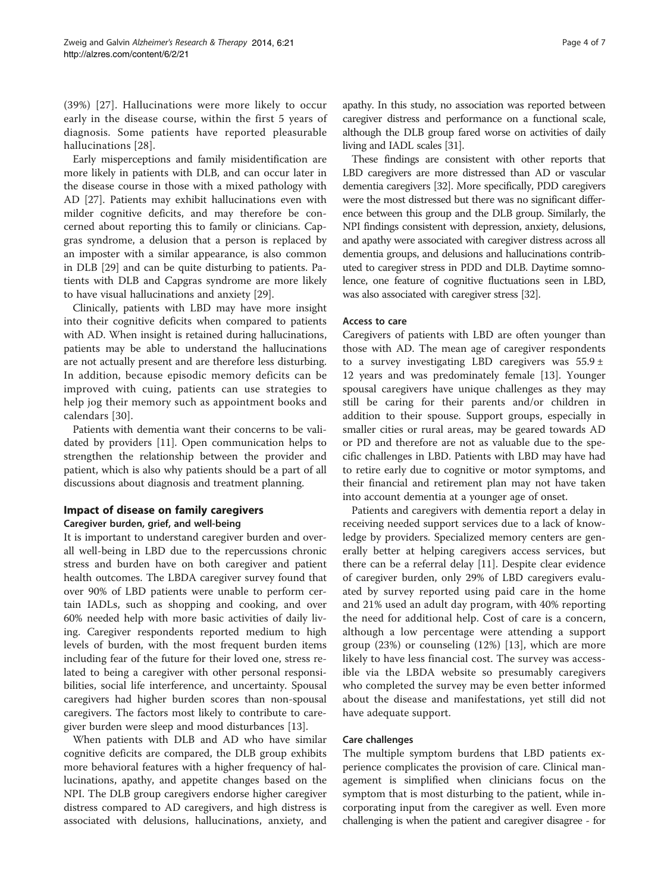(39%) [27]. Hallucinations were more likely to occur early in the disease course, within the first 5 years of diagnosis. Some patients have reported pleasurable hallucinations [28].

Early misperceptions and family misidentification are more likely in patients with DLB, and can occur later in the disease course in those with a mixed pathology with AD [27]. Patients may exhibit hallucinations even with milder cognitive deficits, and may therefore be concerned about reporting this to family or clinicians. Capgras syndrome, a delusion that a person is replaced by an imposter with a similar appearance, is also common in DLB [29] and can be quite disturbing to patients. Patients with DLB and Capgras syndrome are more likely to have visual hallucinations and anxiety [29].

Clinically, patients with LBD may have more insight into their cognitive deficits when compared to patients with AD. When insight is retained during hallucinations, patients may be able to understand the hallucinations are not actually present and are therefore less disturbing. In addition, because episodic memory deficits can be improved with cuing, patients can use strategies to help jog their memory such as appointment books and calendars [30].

Patients with dementia want their concerns to be validated by providers [11]. Open communication helps to strengthen the relationship between the provider and patient, which is also why patients should be a part of all discussions about diagnosis and treatment planning.

## Impact of disease on family caregivers

### Caregiver burden, grief, and well-being

It is important to understand caregiver burden and overall well-being in LBD due to the repercussions chronic stress and burden have on both caregiver and patient health outcomes. The LBDA caregiver survey found that over 90% of LBD patients were unable to perform certain IADLs, such as shopping and cooking, and over 60% needed help with more basic activities of daily living. Caregiver respondents reported medium to high levels of burden, with the most frequent burden items including fear of the future for their loved one, stress related to being a caregiver with other personal responsibilities, social life interference, and uncertainty. Spousal caregivers had higher burden scores than non-spousal caregivers. The factors most likely to contribute to caregiver burden were sleep and mood disturbances [13].

When patients with DLB and AD who have similar cognitive deficits are compared, the DLB group exhibits more behavioral features with a higher frequency of hallucinations, apathy, and appetite changes based on the NPI. The DLB group caregivers endorse higher caregiver distress compared to AD caregivers, and high distress is associated with delusions, hallucinations, anxiety, and apathy. In this study, no association was reported between caregiver distress and performance on a functional scale, although the DLB group fared worse on activities of daily living and IADL scales [31].

These findings are consistent with other reports that LBD caregivers are more distressed than AD or vascular dementia caregivers [32]. More specifically, PDD caregivers were the most distressed but there was no significant difference between this group and the DLB group. Similarly, the NPI findings consistent with depression, anxiety, delusions, and apathy were associated with caregiver distress across all dementia groups, and delusions and hallucinations contributed to caregiver stress in PDD and DLB. Daytime somnolence, one feature of cognitive fluctuations seen in LBD, was also associated with caregiver stress [32].

### Access to care

Caregivers of patients with LBD are often younger than those with AD. The mean age of caregiver respondents to a survey investigating LBD caregivers was $55.9 \pm 12$ years and was predominately female [13]. Younger spousal caregivers have unique challenges as they may still be caring for their parents and/or children in addition to their spouse. Support groups, especially in smaller cities or rural areas, may be geared towards AD or PD and therefore are not as valuable due to the specific challenges in LBD. Patients with LBD may have had to retire early due to cognitive or motor symptoms, and their financial and retirement plan may not have taken into account dementia at a younger age of onset.

Patients and caregivers with dementia report a delay in receiving needed support services due to a lack of knowledge by providers. Specialized memory centers are generally better at helping caregivers access services, but there can be a referral delay [11]. Despite clear evidence of caregiver burden, only 29% of LBD caregivers evaluated by survey reported using paid care in the home and 21% used an adult day program, with 40% reporting the need for additional help. Cost of care is a concern, although a low percentage were attending a support group (23%) or counseling (12%) [13], which are more likely to have less financial cost. The survey was accessible via the LBDA website so presumably caregivers who completed the survey may be even better informed about the disease and manifestations, yet still did not have adequate support.

### Care challenges

The multiple symptom burdens that LBD patients experience complicates the provision of care. Clinical management is simplified when clinicians focus on the symptom that is most disturbing to the patient, while incorporating input from the caregiver as well. Even more challenging is when the patient and caregiver disagree - for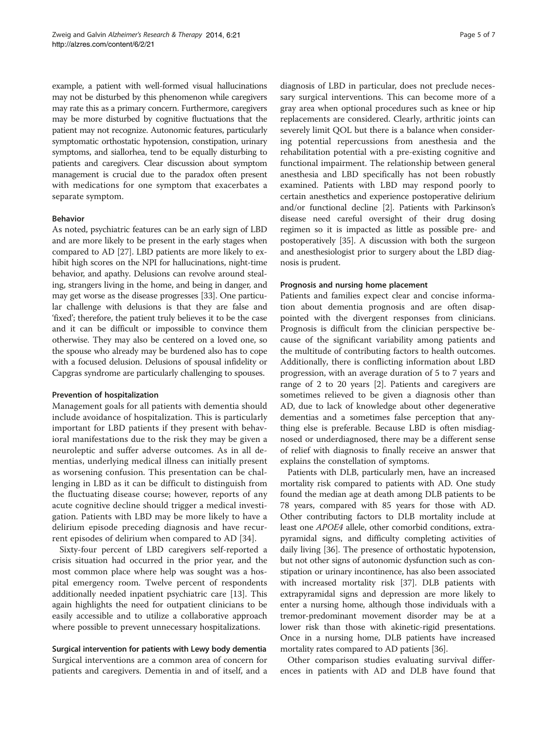example, a patient with well-formed visual hallucinations may not be disturbed by this phenomenon while caregivers may rate this as a primary concern. Furthermore, caregivers may be more disturbed by cognitive fluctuations that the patient may not recognize. Autonomic features, particularly symptomatic orthostatic hypotension, constipation, urinary symptoms, and siallorhea, tend to be equally disturbing to patients and caregivers. Clear discussion about symptom management is crucial due to the paradox often present with medications for one symptom that exacerbates a separate symptom.

### Behavior

As noted, psychiatric features can be an early sign of LBD and are more likely to be present in the early stages when compared to AD [27]. LBD patients are more likely to exhibit high scores on the NPI for hallucinations, night-time behavior, and apathy. Delusions can revolve around stealing, strangers living in the home, and being in danger, and may get worse as the disease progresses [33]. One particular challenge with delusions is that they are false and 'fixed'; therefore, the patient truly believes it to be the case and it can be difficult or impossible to convince them otherwise. They may also be centered on a loved one, so the spouse who already may be burdened also has to cope with a focused delusion. Delusions of spousal infidelity or Capgras syndrome are particularly challenging to spouses.

### Prevention of hospitalization

Management goals for all patients with dementia should include avoidance of hospitalization. This is particularly important for LBD patients if they present with behavioral manifestations due to the risk they may be given a neuroleptic and suffer adverse outcomes. As in all dementias, underlying medical illness can initially present as worsening confusion. This presentation can be challenging in LBD as it can be difficult to distinguish from the fluctuating disease course; however, reports of any acute cognitive decline should trigger a medical investigation. Patients with LBD may be more likely to have a delirium episode preceding diagnosis and have recurrent episodes of delirium when compared to AD [34].

Sixty-four percent of LBD caregivers self-reported a crisis situation had occurred in the prior year, and the most common place where help was sought was a hospital emergency room. Twelve percent of respondents additionally needed inpatient psychiatric care [13]. This again highlights the need for outpatient clinicians to be easily accessible and to utilize a collaborative approach where possible to prevent unnecessary hospitalizations.

### Surgical intervention for patients with Lewy body dementia

Surgical interventions are a common area of concern for patients and caregivers. Dementia in and of itself, and a diagnosis of LBD in particular, does not preclude necessary surgical interventions. This can become more of a gray area when optional procedures such as knee or hip replacements are considered. Clearly, arthritic joints can severely limit QOL but there is a balance when considering potential repercussions from anesthesia and the rehabilitation potential with a pre-existing cognitive and functional impairment. The relationship between general anesthesia and LBD specifically has not been robustly examined. Patients with LBD may respond poorly to certain anesthetics and experience postoperative delirium and/or functional decline [2]. Patients with Parkinson's disease need careful oversight of their drug dosing regimen so it is impacted as little as possible pre- and postoperatively [35]. A discussion with both the surgeon and anesthesiologist prior to surgery about the LBD diagnosis is prudent.

### Prognosis and nursing home placement

Patients and families expect clear and concise information about dementia prognosis and are often disappointed with the divergent responses from clinicians. Prognosis is difficult from the clinician perspective because of the significant variability among patients and the multitude of contributing factors to health outcomes. Additionally, there is conflicting information about LBD progression, with an average duration of 5 to 7 years and range of 2 to 20 years [2]. Patients and caregivers are sometimes relieved to be given a diagnosis other than AD, due to lack of knowledge about other degenerative dementias and a sometimes false perception that anything else is preferable. Because LBD is often misdiagnosed or underdiagnosed, there may be a different sense of relief with diagnosis to finally receive an answer that explains the constellation of symptoms.

Patients with DLB, particularly men, have an increased mortality risk compared to patients with AD. One study found the median age at death among DLB patients to be 78 years, compared with 85 years for those with AD. Other contributing factors to DLB mortality include at least one *APOE4* allele, other comorbid conditions, extrapyramidal signs, and difficulty completing activities of daily living [36]. The presence of orthostatic hypotension, but not other signs of autonomic dysfunction such as constipation or urinary incontinence, has also been associated with increased mortality risk [37]. DLB patients with extrapyramidal signs and depression are more likely to enter a nursing home, although those individuals with a tremor-predominant movement disorder may be at a lower risk than those with akinetic-rigid presentations. Once in a nursing home, DLB patients have increased mortality rates compared to AD patients [36].

Other comparison studies evaluating survival differences in patients with AD and DLB have found that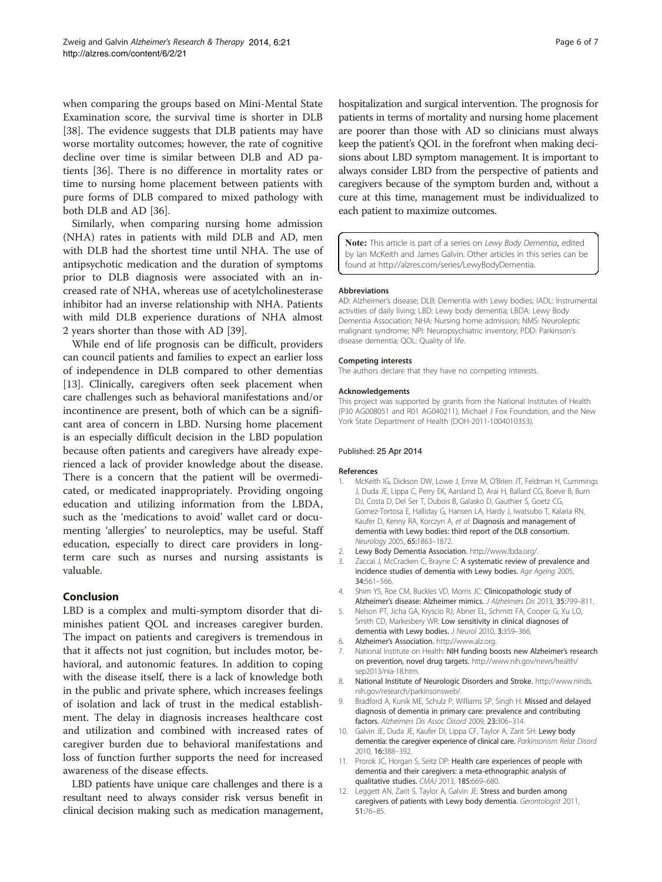when comparing the groups based on Mini-Mental State Examination score, the survival time is shorter in DLB [38]. The evidence suggests that DLB patients may have worse mortality outcomes; however, the rate of cognitive decline over time is similar between DLB and AD patients [36]. There is no difference in mortality rates or time to nursing home placement between patients with pure forms of DLB compared to mixed pathology with both DLB and AD [36].

Similarly, when comparing nursing home admission (NHA) rates in patients with mild DLB and AD, men with DLB had the shortest time until NHA. The use of antipsychotic medication and the duration of symptoms prior to DLB diagnosis were associated with an increased rate of NHA, whereas use of acetylcholinesterase inhibitor had an inverse relationship with NHA. Patients with mild DLB experience durations of NHA almost 2 years shorter than those with AD [39].

While end of life prognosis can be difficult, providers can council patients and families to expect an earlier loss of independence in DLB compared to other dementias [13]. Clinically, caregivers often seek placement when care challenges such as behavioral manifestations and/or incontinence are present, both of which can be a significant area of concern in LBD. Nursing home placement is an especially difficult decision in the LBD population because often patients and caregivers have already experienced a lack of provider knowledge about the disease. There is a concern that the patient will be overmedicated, or medicated inappropriately. Providing ongoing education and utilizing information from the LBDA, such as the 'medications to avoid' wallet card or documenting 'allergies' to neuroleptics, may be useful. Staff education, especially to direct care providers in long-term care such as nurses and nursing assistants is valuable.

## Conclusion

LBD is a complex and multi-symptom disorder that diminishes patient QOL and increases caregiver burden. The impact on patients and caregivers is tremendous in that it affects not just cognition, but includes motor, behavioral, and autonomic features. In addition to coping with the disease itself, there is a lack of knowledge both in the public and private sphere, which increases feelings of isolation and lack of trust in the medical establishment. The delay in diagnosis increases healthcare cost and utilization and combined with increased rates of caregiver burden due to behavioral manifestations and loss of function further supports the need for increased awareness of the disease effects.

LBD patients have unique care challenges and there is a resultant need to always consider risk versus benefit in clinical decision making such as medication management, hospitalization and surgical intervention. The prognosis for patients in terms of mortality and nursing home placement are poorer than those with AD so clinicians must always keep the patient's QOL in the forefront when making decisions about LBD symptom management. It is important to always consider LBD from the perspective of patients and caregivers because of the symptom burden and, without a cure at this time, management must be individualized to each patient to maximize outcomes.

**Note:** This article is part of a series on *Lewy Body Dementia*, edited by Ian McKeith and James Galvin. Other articles in this series can be found at http://alzres.com/series/LewyBodyDementia.

#### Abbreviations

AD: Alzheimer's disease; DLB: Dementia with Lewy bodies; IADL: Instrumental activities of daily living; LBD: Lewy body dementia; LBDA: Lewy Body Dementia Association; NHA: Nursing home admission; NMS: Neuroleptic malignant syndrome; NPI: Neuropsychiatric inventory; PDD: Parkinson's disease dementia; QOL: Quality of life.

#### Competing interests

The authors declare that they have no competing interests.

#### Acknowledgements

This project was supported by grants from the National Institutes of Health (P30 AG008051 and R01 AG040211), Michael J Fox Foundation, and the New York State Department of Health (DOH-2011-1004010353).

Published: 25 Apr 2014

#### References

1. McKeith IG, Dickson DW, Lowe J, Emre M, O'Brien JT, Feldman H, Cummings J, Duda JE, Lippa C, Perry EK, Aarsland D, Arai H, Ballard CG, Boeve B, Burn DJ, Costa D, Del Ser T, Dubois B, Galasko D, Gauthier S, Goetz CG, Gomez-Tortosa E, Halliday G, Hansen LA, Hardy J, Iwatsubo T, Kalaria RN, Kaufer D, Kenny RA, Korczyn A, *et al*: **Diagnosis and management of dementia with Lewy bodies: third report of the DLB consortium.** *Neurology* 2005, **65**:1863–1872.
2. **Lewy Body Dementia Association.** http://www.lbda.org/.
3. Zaccai J, McCracken C, Brayne C: **A systematic review of prevalence and incidence studies of dementia with Lewy bodies.** *Age Ageing* 2005, **34**:561–566.
4. Shim YS, Roe CM, Buckles VD, Morris JC: **Clinicopathologic study of Alzheimer's disease: Alzheimer mimics.** *J Alzheimers Dis* 2013, **35**:799–811.
5. Nelson PT, Jicha GA, Kryscio RJ, Abner EL, Schmitt FA, Cooper G, Xu LO, Smith CD, Markesbery WR: **Low sensitivity in clinical diagnoses of dementia with Lewy bodies.** *J Neurol* 2010, **3**:359–366.
6. **Alzheimer's Association.** http://www.alz.org.
7. National Institute on Health: **NIH funding boosts new Alzheimer's research on prevention, novel drug targets.** http://www.nih.gov/news/health/sep2013/nia-18.htm.
8. **National Institute of Neurologic Disorders and Stroke.** http://www.ninds.nih.gov/research/parkinsonsweb/.
9. Bradford A, Kunik ME, Schulz P, Williams SP, Singh H: **Missed and delayed diagnosis of dementia in primary care: prevalence and contributing factors.** *Alzheimers Dis Assoc Disord* 2009, **23**:306–314.
10. Galvin JE, Duda JE, Kaufer DI, Lippa CF, Taylor A, Zarit SH: **Lewy body dementia: the caregiver experience of clinical care.** *Parkinsonism Relat Disord* 2010, **16**:388–392.
11. Prorok JC, Horgan S, Seitz DP: **Health care experiences of people with dementia and their caregivers: a meta-ethnographic analysis of qualitative studies.** *CMAJ* 2013, **185**:669–680.
12. Leggett AN, Zarit S, Taylor A, Galvin JE: **Stress and burden among caregivers of patients with Lewy body dementia.** *Gerontologist* 2011, **51**:76–85.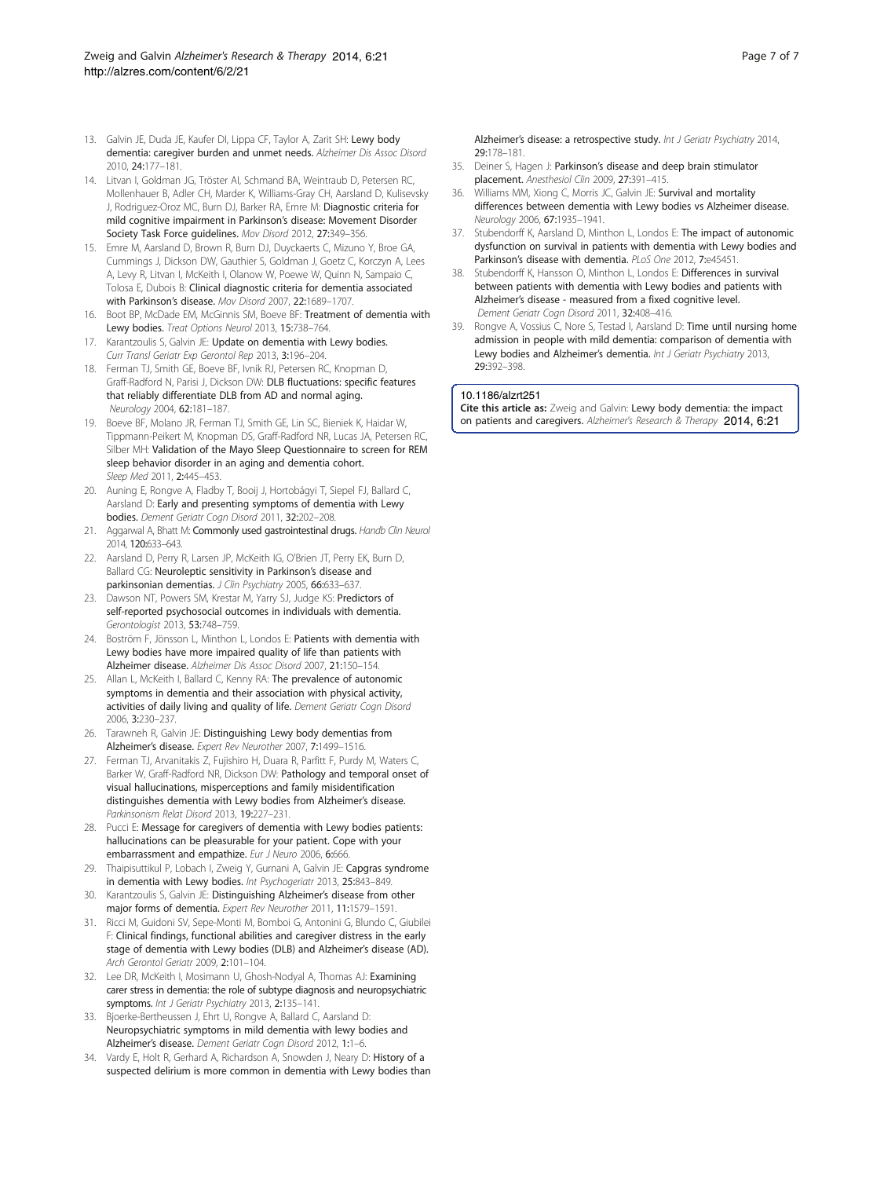13. Galvin JE, Duda JE, Kaufer DI, Lippa CF, Taylor A, Zarit SH: **Lewy body dementia: caregiver burden and unmet needs.** *Alzheimer Dis Assoc Disord* 2010, **24:**177–181.
14. Litvan I, Goldman JG, Tröster AI, Schmand BA, Weintraub D, Petersen RC, Mollenhauer B, Adler CH, Marder K, Williams-Gray CH, Aarsland D, Kulisevsky J, Rodriguez-Oroz MC, Burn DJ, Barker RA, Emre M: **Diagnostic criteria for mild cognitive impairment in Parkinson's disease: Movement Disorder Society Task Force guidelines.** *Mov Disord* 2012, **27:**349–356.
15. Emre M, Aarsland D, Brown R, Burn DJ, Duyckaerts C, Mizuno Y, Broe GA, Cummings J, Dickson DW, Gauthier S, Goldman J, Goetz C, Korczyn A, Lees A, Levy R, Litvan I, McKeith I, Olanow W, Poewe W, Quinn N, Sampaio C, Tolosa E, Dubois B: **Clinical diagnostic criteria for dementia associated with Parkinson's disease.** *Mov Disord* 2007, **22:**1689–1707.
16. Boot BP, McDade EM, McGinnis SM, Boeve BF: **Treatment of dementia with Lewy bodies.** *Treat Options Neurol* 2013, **15:**738–764.
17. Karantzoulis S, Galvin JE: **Update on dementia with Lewy bodies.** *Curr Transl Geriatr Exp Gerontol Rep* 2013, **3:**196–204.
18. Ferman TJ, Smith GE, Boeve BF, Ivnik RJ, Petersen RC, Knopman D, Graff-Radford N, Parisi J, Dickson DW: **DLB fluctuations: specific features that reliably differentiate DLB from AD and normal aging.** *Neurology* 2004, **62:**181–187.
19. Boeve BF, Molano JR, Ferman TJ, Smith GE, Lin SC, Bieniek K, Haidar W, Tippmann-Peikert M, Knopman DS, Graff-Radford NR, Lucas JA, Petersen RC, Silber MH: **Validation of the Mayo Sleep Questionnaire to screen for REM sleep behavior disorder in an aging and dementia cohort.** *Sleep Med* 2011, **2:**445–453.
20. Auning E, Rongve A, Fladby T, Booij J, Hortobágyi T, Siepel FJ, Ballard C, Aarsland D: **Early and presenting symptoms of dementia with Lewy bodies.** *Dement Geriatr Cogn Disord* 2011, **32:**202–208.
21. Aggarwal A, Bhatt M: **Commonly used gastrointestinal drugs.** *Handb Clin Neurol* 2014, **120:**633–643.
22. Aarsland D, Perry R, Larsen JP, McKeith IG, O'Brien JT, Perry EK, Burn D, Ballard CG: **Neuroleptic sensitivity in Parkinson's disease and parkinsonian dementias.** *J Clin Psychiatry* 2005, **66:**633–637.
23. Dawson NT, Powers SM, Krestar M, Yarry SJ, Judge KS: **Predictors of self-reported psychosocial outcomes in individuals with dementia.** *Gerontologist* 2013, **53:**748–759.
24. Boström F, Jönsson L, Minthon L, Londos E: **Patients with dementia with Lewy bodies have more impaired quality of life than patients with Alzheimer disease.** *Alzheimer Dis Assoc Disord* 2007, **21:**150–154.
25. Allan L, McKeith I, Ballard C, Kenny RA: **The prevalence of autonomic symptoms in dementia and their association with physical activity, activities of daily living and quality of life.** *Dement Geriatr Cogn Disord* 2006, **3:**230–237.
26. Tarawneh R, Galvin JE: **Distinguishing Lewy body dementias from Alzheimer's disease.** *Expert Rev Neurother* 2007, **7:**1499–1516.
27. Ferman TJ, Arvanitakis Z, Fujishiro H, Duara R, Parfitt F, Purdy M, Waters C, Barker W, Graff-Radford NR, Dickson DW: **Pathology and temporal onset of visual hallucinations, misperceptions and family misidentification distinguishes dementia with Lewy bodies from Alzheimer's disease.** *Parkinsonism Relat Disord* 2013, **19:**227–231.
28. Pucci E: **Message for caregivers of dementia with Lewy bodies patients: hallucinations can be pleasurable for your patient. Cope with your embarrassment and empathize.** *Eur J Neuro* 2006, **6:**666.
29. Thaipisuttikul P, Lobach I, Zweig Y, Gurnani A, Galvin JE: **Capgras syndrome in dementia with Lewy bodies.** *Int Psychogeriatr* 2013, **25:**843–849.
30. Karantzoulis S, Galvin JE: **Distinguishing Alzheimer's disease from other major forms of dementia.** *Expert Rev Neurother* 2011, **11:**1579–1591.
31. Ricci M, Guidoni SV, Sepe-Monti M, Bomboi G, Antonini G, Blundo C, Giubilei F: **Clinical findings, functional abilities and caregiver distress in the early stage of dementia with Lewy bodies (DLB) and Alzheimer's disease (AD).** *Arch Gerontol Geriatr* 2009, **2:**101–104.
32. Lee DR, McKeith I, Mosimann U, Ghosh-Nodyal A, Thomas AJ: **Examining carer stress in dementia: the role of subtype diagnosis and neuropsychiatric symptoms.** *Int J Geriatr Psychiatry* 2013, **2:**135–141.
33. Bjoerke-Bertheussen J, Ehrt U, Rongve A, Ballard C, Aarsland D: **Neuropsychiatric symptoms in mild dementia with lewy bodies and Alzheimer's disease.** *Dement Geriatr Cogn Disord* 2012, **1:**1–6.
34. Vardy E, Holt R, Gerhard A, Richardson A, Snowden J, Neary D: **History of a suspected delirium is more common in dementia with Lewy bodies than Alzheimer's disease: a retrospective study.** *Int J Geriatr Psychiatry* 2014, **29:**178–181.
35. Deiner S, Hagen J: **Parkinson's disease and deep brain stimulator placement.** *Anesthesiol Clin* 2009, **27:**391–415.
36. Williams MM, Xiong C, Morris JC, Galvin JE: **Survival and mortality differences between dementia with Lewy bodies vs Alzheimer disease.** *Neurology* 2006, **67:**1935–1941.
37. Stubendorff K, Aarsland D, Minthon L, Londos E: **The impact of autonomic dysfunction on survival in patients with dementia with Lewy bodies and Parkinson's disease with dementia.** *PLoS One* 2012, **7:**e45451.
38. Stubendorff K, Hansson O, Minthon L, Londos E: **Differences in survival between patients with dementia with Lewy bodies and patients with Alzheimer's disease - measured from a fixed cognitive level.** *Dement Geriatr Cogn Disord* 2011, **32:**408–416.
39. Rongve A, Vossius C, Nore S, Testad I, Aarsland D: **Time until nursing home admission in people with mild dementia: comparison of dementia with Lewy bodies and Alzheimer's dementia.** *Int J Geriatr Psychiatry* 2013, **29:**392–398.

10.1186/alzrt251

**Cite this article as:** Zweig and Galvin: Lewy body dementia: the impact on patients and caregivers. *Alzheimer's Research & Therapy* 2014, 6:21